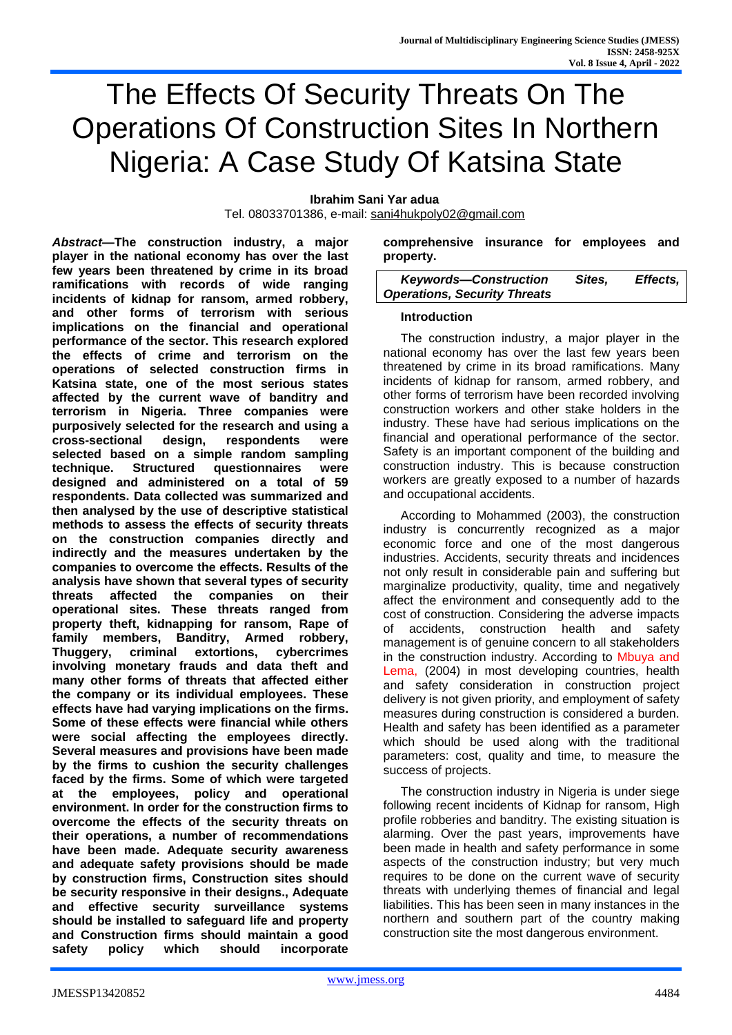# The Effects Of Security Threats On The Operations Of Construction Sites In Northern Nigeria: A Case Study Of Katsina State

**Ibrahim Sani Yar adua**
Tel. 08033701386, e-mail: sani4hukpoly02@gmail.com

***Abstract*—The construction industry, a major player in the national economy has over the last few years been threatened by crime in its broad ramifications with records of wide ranging incidents of kidnap for ransom, armed robbery, and other forms of terrorism with serious implications on the financial and operational performance of the sector. This research explored the effects of crime and terrorism on the operations of selected construction firms in Katsina state, one of the most serious states affected by the current wave of banditry and terrorism in Nigeria. Three companies were purposively selected for the research and using a cross-sectional design, respondents were selected based on a simple random sampling technique. Structured questionnaires were designed and administered on a total of 59 respondents. Data collected was summarized and then analysed by the use of descriptive statistical methods to assess the effects of security threats on the construction companies directly and indirectly and the measures undertaken by the companies to overcome the effects. Results of the analysis have shown that several types of security threats affected the companies on their operational sites. These threats ranged from property theft, kidnapping for ransom, Rape of family members, Banditry, Armed robbery, Thuggery, criminal extortions, cybercrimes involving monetary frauds and data theft and many other forms of threats that affected either the company or its individual employees. These effects have had varying implications on the firms. Some of these effects were financial while others were social affecting the employees directly. Several measures and provisions have been made by the firms to cushion the security challenges faced by the firms. Some of which were targeted at the employees, policy and operational environment. In order for the construction firms to overcome the effects of the security threats on their operations, a number of recommendations have been made. Adequate security awareness and adequate safety provisions should be made by construction firms, Construction sites should be security responsive in their designs., Adequate and effective security surveillance systems should be installed to safeguard life and property and Construction firms should maintain a good safety policy which should incorporate comprehensive insurance for employees and property.**

***Keywords—Construction Sites, Effects, Operations, Security Threats***

## Introduction

The construction industry, a major player in the national economy has over the last few years been threatened by crime in its broad ramifications. Many incidents of kidnap for ransom, armed robbery, and other forms of terrorism have been recorded involving construction workers and other stake holders in the industry. These have had serious implications on the financial and operational performance of the sector. Safety is an important component of the building and construction industry. This is because construction workers are greatly exposed to a number of hazards and occupational accidents.

According to Mohammed (2003), the construction industry is concurrently recognized as a major economic force and one of the most dangerous industries. Accidents, security threats and incidences not only result in considerable pain and suffering but marginalize productivity, quality, time and negatively affect the environment and consequently add to the cost of construction. Considering the adverse impacts of accidents, construction health and safety management is of genuine concern to all stakeholders in the construction industry. According to Mbuya and Lema, (2004) in most developing countries, health and safety consideration in construction project delivery is not given priority, and employment of safety measures during construction is considered a burden. Health and safety has been identified as a parameter which should be used along with the traditional parameters: cost, quality and time, to measure the success of projects.

The construction industry in Nigeria is under siege following recent incidents of Kidnap for ransom, High profile robberies and banditry. The existing situation is alarming. Over the past years, improvements have been made in health and safety performance in some aspects of the construction industry; but very much requires to be done on the current wave of security threats with underlying themes of financial and legal liabilities. This has been seen in many instances in the northern and southern part of the country making construction site the most dangerous environment.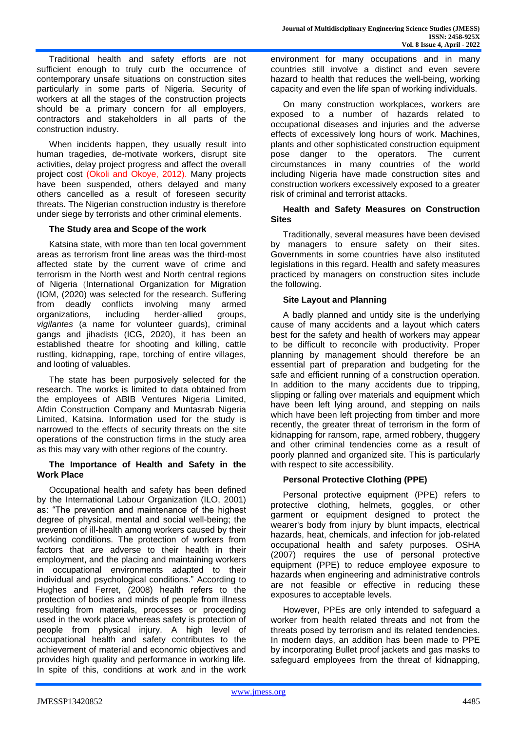Traditional health and safety efforts are not sufficient enough to truly curb the occurrence of contemporary unsafe situations on construction sites particularly in some parts of Nigeria. Security of workers at all the stages of the construction projects should be a primary concern for all employers, contractors and stakeholders in all parts of the construction industry.

When incidents happen, they usually result into human tragedies, de-motivate workers, disrupt site activities, delay project progress and affect the overall project cost (Okoli and Okoye, 2012). Many projects have been suspended, others delayed and many others cancelled as a result of foreseen security threats. The Nigerian construction industry is therefore under siege by terrorists and other criminal elements.

### The Study area and Scope of the work

Katsina state, with more than ten local government areas as terrorism front line areas was the third-most affected state by the current wave of crime and terrorism in the North west and North central regions of Nigeria (International Organization for Migration (IOM, (2020) was selected for the research. Suffering from deadly conflicts involving many armed organizations, including herder-allied groups, *vigilantes* (a name for volunteer guards), criminal gangs and jihadists (ICG, 2020), it has been an established theatre for shooting and killing, cattle rustling, kidnapping, rape, torching of entire villages, and looting of valuables.

The state has been purposively selected for the research. The works is limited to data obtained from the employees of ABIB Ventures Nigeria Limited, Afdin Construction Company and Muntasrab Nigeria Limited, Katsina. Information used for the study is narrowed to the effects of security threats on the site operations of the construction firms in the study area as this may vary with other regions of the country.

### The Importance of Health and Safety in the Work Place

Occupational health and safety has been defined by the International Labour Organization (ILO, 2001) as: "The prevention and maintenance of the highest degree of physical, mental and social well-being; the prevention of ill-health among workers caused by their working conditions. The protection of workers from factors that are adverse to their health in their employment, and the placing and maintaining workers in occupational environments adapted to their individual and psychological conditions." According to Hughes and Ferret, (2008) health refers to the protection of bodies and minds of people from illness resulting from materials, processes or proceeding used in the work place whereas safety is protection of people from physical injury. A high level of occupational health and safety contributes to the achievement of material and economic objectives and provides high quality and performance in working life. In spite of this, conditions at work and in the work environment for many occupations and in many countries still involve a distinct and even severe hazard to health that reduces the well-being, working capacity and even the life span of working individuals.

On many construction workplaces, workers are exposed to a number of hazards related to occupational diseases and injuries and the adverse effects of excessively long hours of work. Machines, plants and other sophisticated construction equipment pose danger to the operators. The current circumstances in many countries of the world including Nigeria have made construction sites and construction workers excessively exposed to a greater risk of criminal and terrorist attacks.

### Health and Safety Measures on Construction Sites

Traditionally, several measures have been devised by managers to ensure safety on their sites. Governments in some countries have also instituted legislations in this regard. Health and safety measures practiced by managers on construction sites include the following.

#### Site Layout and Planning

A badly planned and untidy site is the underlying cause of many accidents and a layout which caters best for the safety and health of workers may appear to be difficult to reconcile with productivity. Proper planning by management should therefore be an essential part of preparation and budgeting for the safe and efficient running of a construction operation. In addition to the many accidents due to tripping, slipping or falling over materials and equipment which have been left lying around, and stepping on nails which have been left projecting from timber and more recently, the greater threat of terrorism in the form of kidnapping for ransom, rape, armed robbery, thuggery and other criminal tendencies come as a result of poorly planned and organized site. This is particularly with respect to site accessibility.

#### Personal Protective Clothing (PPE)

Personal protective equipment (PPE) refers to protective clothing, helmets, goggles, or other garment or equipment designed to protect the wearer's body from injury by blunt impacts, electrical hazards, heat, chemicals, and infection for job-related occupational health and safety purposes. OSHA (2007) requires the use of personal protective equipment (PPE) to reduce employee exposure to hazards when engineering and administrative controls are not feasible or effective in reducing these exposures to acceptable levels.

However, PPEs are only intended to safeguard a worker from health related threats and not from the threats posed by terrorism and its related tendencies. In modern days, an addition has been made to PPE by incorporating Bullet proof jackets and gas masks to safeguard employees from the threat of kidnapping,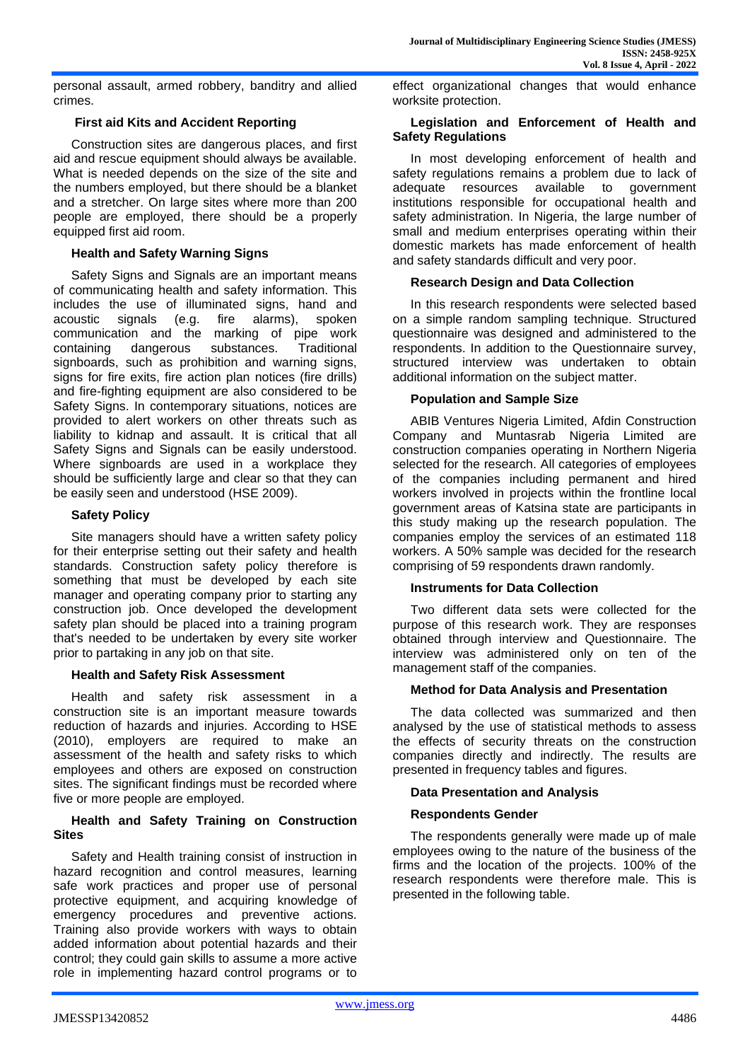personal assault, armed robbery, banditry and allied crimes.

### First aid Kits and Accident Reporting

Construction sites are dangerous places, and first aid and rescue equipment should always be available. What is needed depends on the size of the site and the numbers employed, but there should be a blanket and a stretcher. On large sites where more than 200 people are employed, there should be a properly equipped first aid room.

### Health and Safety Warning Signs

Safety Signs and Signals are an important means of communicating health and safety information. This includes the use of illuminated signs, hand and acoustic signals (e.g. fire alarms), spoken communication and the marking of pipe work containing dangerous substances. Traditional signboards, such as prohibition and warning signs, signs for fire exits, fire action plan notices (fire drills) and fire-fighting equipment are also considered to be Safety Signs. In contemporary situations, notices are provided to alert workers on other threats such as liability to kidnap and assault. It is critical that all Safety Signs and Signals can be easily understood. Where signboards are used in a workplace they should be sufficiently large and clear so that they can be easily seen and understood (HSE 2009).

### Safety Policy

Site managers should have a written safety policy for their enterprise setting out their safety and health standards. Construction safety policy therefore is something that must be developed by each site manager and operating company prior to starting any construction job. Once developed the development safety plan should be placed into a training program that's needed to be undertaken by every site worker prior to partaking in any job on that site.

### Health and Safety Risk Assessment

Health and safety risk assessment in a construction site is an important measure towards reduction of hazards and injuries. According to HSE (2010), employers are required to make an assessment of the health and safety risks to which employees and others are exposed on construction sites. The significant findings must be recorded where five or more people are employed.

### Health and Safety Training on Construction Sites

Safety and Health training consist of instruction in hazard recognition and control measures, learning safe work practices and proper use of personal protective equipment, and acquiring knowledge of emergency procedures and preventive actions. Training also provide workers with ways to obtain added information about potential hazards and their control; they could gain skills to assume a more active role in implementing hazard control programs or to effect organizational changes that would enhance worksite protection.

### Legislation and Enforcement of Health and Safety Regulations

In most developing enforcement of health and safety regulations remains a problem due to lack of adequate resources available to government institutions responsible for occupational health and safety administration. In Nigeria, the large number of small and medium enterprises operating within their domestic markets has made enforcement of health and safety standards difficult and very poor.

### Research Design and Data Collection

In this research respondents were selected based on a simple random sampling technique. Structured questionnaire was designed and administered to the respondents. In addition to the Questionnaire survey, structured interview was undertaken to obtain additional information on the subject matter.

### Population and Sample Size

ABIB Ventures Nigeria Limited, Afdin Construction Company and Muntasrab Nigeria Limited are construction companies operating in Northern Nigeria selected for the research. All categories of employees of the companies including permanent and hired workers involved in projects within the frontline local government areas of Katsina state are participants in this study making up the research population. The companies employ the services of an estimated 118 workers. A 50% sample was decided for the research comprising of 59 respondents drawn randomly.

### Instruments for Data Collection

Two different data sets were collected for the purpose of this research work. They are responses obtained through interview and Questionnaire. The interview was administered only on ten of the management staff of the companies.

### Method for Data Analysis and Presentation

The data collected was summarized and then analysed by the use of statistical methods to assess the effects of security threats on the construction companies directly and indirectly. The results are presented in frequency tables and figures.

### Data Presentation and Analysis

### Respondents Gender

The respondents generally were made up of male employees owing to the nature of the business of the firms and the location of the projects. 100% of the research respondents were therefore male. This is presented in the following table.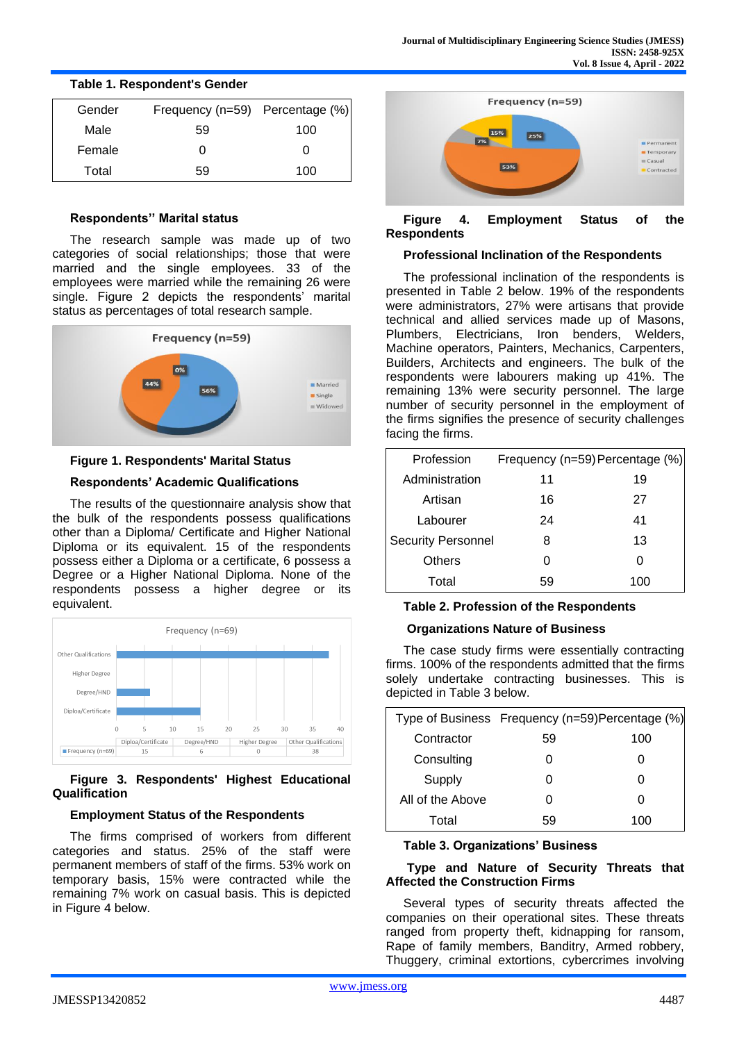**Table 1. Respondent's Gender**

| Gender | Frequency (n=59) | Percentage (%) |
|---|---|---|
| Male | 59 | 100 |
| Female | 0 | 0 |
| Total | 59 | 100 |

**Respondents'' Marital status**

The research sample was made up of two categories of social relationships; those that were married and the single employees. 33 of the employees were married while the remaining 26 were single. Figure 2 depicts the respondents' marital status as percentages of total research sample.

**Figure 1. Respondents' Marital Status**

**Respondents' Academic Qualifications**

The results of the questionnaire analysis show that the bulk of the respondents possess qualifications other than a Diploma/ Certificate and Higher National Diploma or its equivalent. 15 of the respondents possess either a Diploma or a certificate, 6 possess a Degree or a Higher National Diploma. None of the respondents possess a higher degree or its equivalent.

**Figure 3. Respondents' Highest Educational Qualification**

**Employment Status of the Respondents**

The firms comprised of workers from different categories and status. 25% of the staff were permanent members of staff of the firms. 53% work on temporary basis, 15% were contracted while the remaining 7% work on casual basis. This is depicted in Figure 4 below.

**Figure 4. Employment Status of the Respondents**

**Professional Inclination of the Respondents**

The professional inclination of the respondents is presented in Table 2 below. 19% of the respondents were administrators, 27% were artisans that provide technical and allied services made up of Masons, Plumbers, Electricians, Iron benders, Welders, Machine operators, Painters, Mechanics, Carpenters, Builders, Architects and engineers. The bulk of the respondents were labourers making up 41%. The remaining 13% were security personnel. The large number of security personnel in the employment of the firms signifies the presence of security challenges facing the firms.

| Profession | Frequency (n=59) | Percentage (%) |
|---|---|---|
| Administration | 11 | 19 |
| Artisan | 16 | 27 |
| Labourer | 24 | 41 |
| Security Personnel | 8 | 13 |
| Others | 0 | 0 |
| Total | 59 | 100 |

**Table 2. Profession of the Respondents**

**Organizations Nature of Business**

The case study firms were essentially contracting firms. 100% of the respondents admitted that the firms solely undertake contracting businesses. This is depicted in Table 3 below.

| Type of Business | Frequency (n=59) | Percentage (%) |
|---|---|---|
| Contractor | 59 | 100 |
| Consulting | 0 | 0 |
| Supply | 0 | 0 |
| All of the Above | 0 | 0 |
| Total | 59 | 100 |

**Table 3. Organizations' Business**

**Type and Nature of Security Threats that Affected the Construction Firms**

Several types of security threats affected the companies on their operational sites. These threats ranged from property theft, kidnapping for ransom, Rape of family members, Banditry, Armed robbery, Thuggery, criminal extortions, cybercrimes involving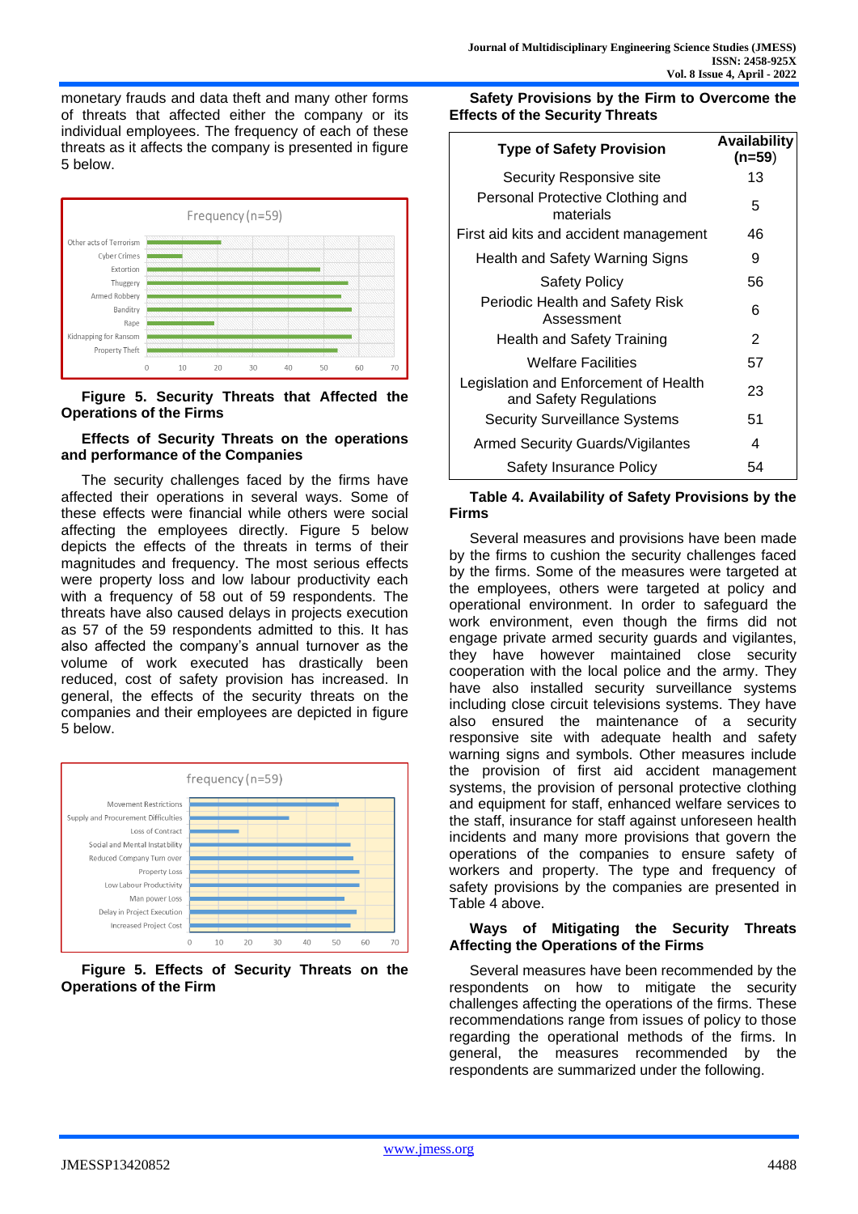monetary frauds and data theft and many other forms of threats that affected either the company or its individual employees. The frequency of each of these threats as it affects the company is presented in figure 5 below.

**Figure 5. Security Threats that Affected the Operations of the Firms**

### Effects of Security Threats on the operations and performance of the Companies

The security challenges faced by the firms have affected their operations in several ways. Some of these effects were financial while others were social affecting the employees directly. Figure 5 below depicts the effects of the threats in terms of their magnitudes and frequency. The most serious effects were property loss and low labour productivity each with a frequency of 58 out of 59 respondents. The threats have also caused delays in projects execution as 57 of the 59 respondents admitted to this. It has also affected the company's annual turnover as the volume of work executed has drastically been reduced, cost of safety provision has increased. In general, the effects of the security threats on the companies and their employees are depicted in figure 5 below.

**Figure 5. Effects of Security Threats on the Operations of the Firm**

### Safety Provisions by the Firm to Overcome the Effects of the Security Threats

| Type of Safety Provision | Availability (n=59) |
|---|---|
| Security Responsive site | 13 |
| Personal Protective Clothing and materials | 5 |
| First aid kits and accident management | 46 |
| Health and Safety Warning Signs | 9 |
| Safety Policy | 56 |
| Periodic Health and Safety Risk Assessment | 6 |
| Health and Safety Training | 2 |
| Welfare Facilities | 57 |
| Legislation and Enforcement of Health and Safety Regulations | 23 |
| Security Surveillance Systems | 51 |
| Armed Security Guards/Vigilantes | 4 |
| Safety Insurance Policy | 54 |

**Table 4. Availability of Safety Provisions by the Firms**

Several measures and provisions have been made by the firms to cushion the security challenges faced by the firms. Some of the measures were targeted at the employees, others were targeted at policy and operational environment. In order to safeguard the work environment, even though the firms did not engage private armed security guards and vigilantes, they have however maintained close security cooperation with the local police and the army. They have also installed security surveillance systems including close circuit televisions systems. They have also ensured the maintenance of a security responsive site with adequate health and safety warning signs and symbols. Other measures include the provision of first aid accident management systems, the provision of personal protective clothing and equipment for staff, enhanced welfare services to the staff, insurance for staff against unforeseen health incidents and many more provisions that govern the operations of the companies to ensure safety of workers and property. The type and frequency of safety provisions by the companies are presented in Table 4 above.

### Ways of Mitigating the Security Threats Affecting the Operations of the Firms

Several measures have been recommended by the respondents on how to mitigate the security challenges affecting the operations of the firms. These recommendations range from issues of policy to those regarding the operational methods of the firms. In general, the measures recommended by the respondents are summarized under the following.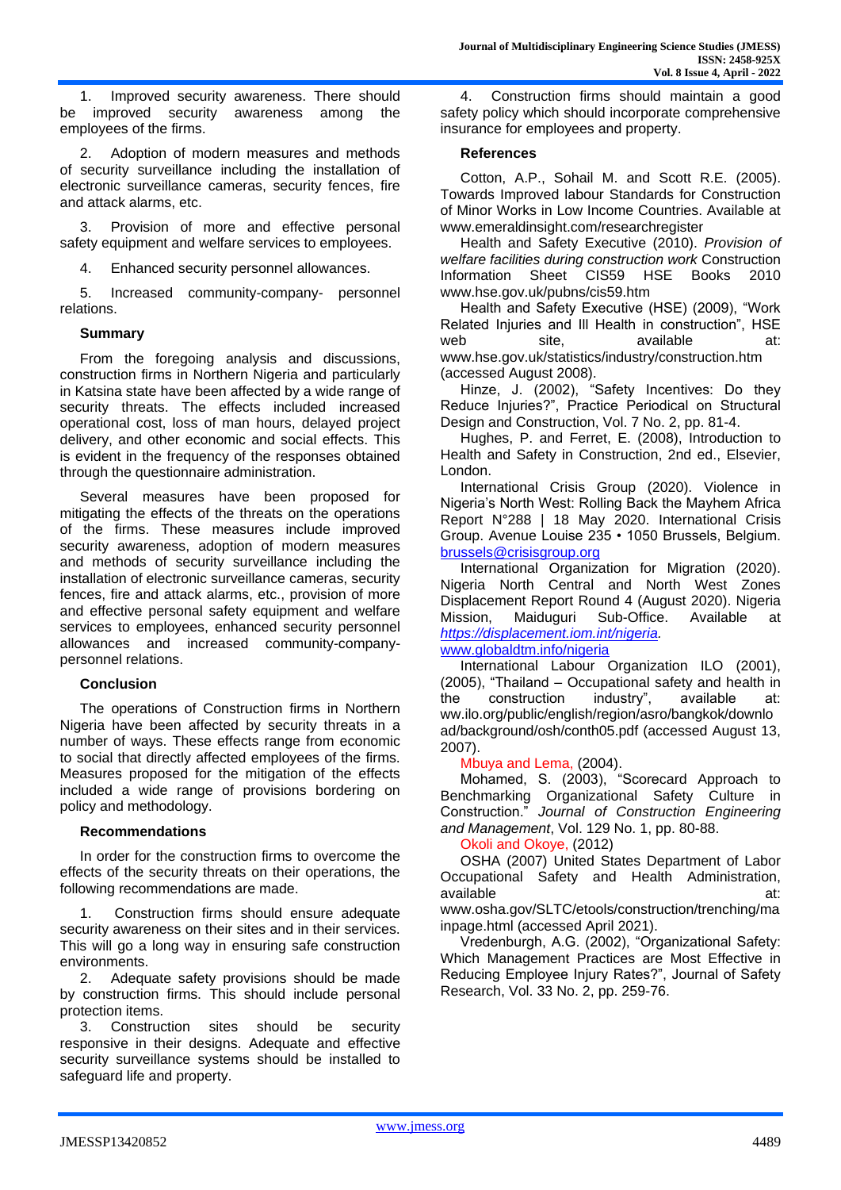1. Improved security awareness. There should be improved security awareness among the employees of the firms.

2. Adoption of modern measures and methods of security surveillance including the installation of electronic surveillance cameras, security fences, fire and attack alarms, etc.

3. Provision of more and effective personal safety equipment and welfare services to employees.

4. Enhanced security personnel allowances.

5. Increased community-company- personnel relations.

### Summary

From the foregoing analysis and discussions, construction firms in Northern Nigeria and particularly in Katsina state have been affected by a wide range of security threats. The effects included increased operational cost, loss of man hours, delayed project delivery, and other economic and social effects. This is evident in the frequency of the responses obtained through the questionnaire administration.

Several measures have been proposed for mitigating the effects of the threats on the operations of the firms. These measures include improved security awareness, adoption of modern measures and methods of security surveillance including the installation of electronic surveillance cameras, security fences, fire and attack alarms, etc., provision of more and effective personal safety equipment and welfare services to employees, enhanced security personnel allowances and increased community-company-personnel relations.

### Conclusion

The operations of Construction firms in Northern Nigeria have been affected by security threats in a number of ways. These effects range from economic to social that directly affected employees of the firms. Measures proposed for the mitigation of the effects included a wide range of provisions bordering on policy and methodology.

### Recommendations

In order for the construction firms to overcome the effects of the security threats on their operations, the following recommendations are made.

1. Construction firms should ensure adequate security awareness on their sites and in their services. This will go a long way in ensuring safe construction environments.
2. Adequate safety provisions should be made by construction firms. This should include personal protection items.
3. Construction sites should be security responsive in their designs. Adequate and effective security surveillance systems should be installed to safeguard life and property.
4. Construction firms should maintain a good safety policy which should incorporate comprehensive insurance for employees and property.

### References

Cotton, A.P., Sohail M. and Scott R.E. (2005). Towards Improved labour Standards for Construction of Minor Works in Low Income Countries. Available at www.emeraldinsight.com/researchregister

Health and Safety Executive (2010). *Provision of welfare facilities during construction work* Construction Information Sheet CIS59 HSE Books 2010 www.hse.gov.uk/pubns/cis59.htm

Health and Safety Executive (HSE) (2009), "Work Related Injuries and Ill Health in construction", HSE web site, available at: www.hse.gov.uk/statistics/industry/construction.htm (accessed August 2008).

Hinze, J. (2002), "Safety Incentives: Do they Reduce Injuries?", Practice Periodical on Structural Design and Construction, Vol. 7 No. 2, pp. 81-4.

Hughes, P. and Ferret, E. (2008), Introduction to Health and Safety in Construction, 2nd ed., Elsevier, London.

International Crisis Group (2020). Violence in Nigeria's North West: Rolling Back the Mayhem Africa Report N°288 | 18 May 2020. International Crisis Group. Avenue Louise 235 • 1050 Brussels, Belgium. brussels@crisisgroup.org

International Organization for Migration (2020). Nigeria North Central and North West Zones Displacement Report Round 4 (August 2020). Nigeria Mission, Maiduguri Sub-Office. Available at *https://displacement.iom.int/nigeria.* www.globaldtm.info/nigeria

International Labour Organization ILO (2001), (2005), "Thailand – Occupational safety and health in the construction industry", available at: ww.ilo.org/public/english/region/asro/bangkok/download/background/osh/conth05.pdf (accessed August 13, 2007).

Mbuya and Lema, (2004).

Mohamed, S. (2003), "Scorecard Approach to Benchmarking Organizational Safety Culture in Construction." *Journal of Construction Engineering and Management*, Vol. 129 No. 1, pp. 80-88.

Okoli and Okoye, (2012)

OSHA (2007) United States Department of Labor Occupational Safety and Health Administration, available at: www.osha.gov/SLTC/etools/construction/trenching/mainpage.html (accessed April 2021).

Vredenburgh, A.G. (2002), "Organizational Safety: Which Management Practices are Most Effective in Reducing Employee Injury Rates?", Journal of Safety Research, Vol. 33 No. 2, pp. 259-76.